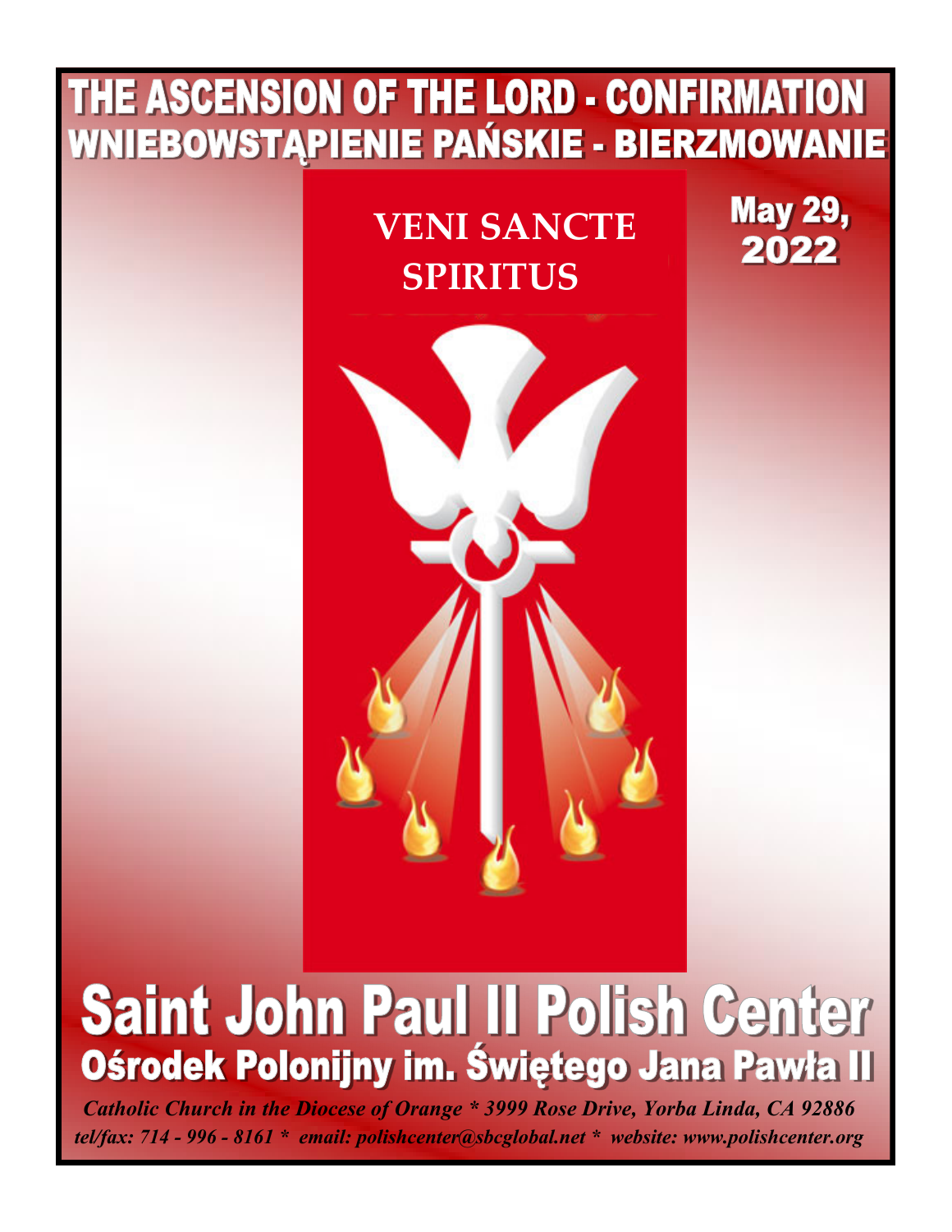# THE ASCENSION OF THE LORD - CONFIRMATION
# WNIEBOWSTĄPIENIE PAŃSKIE - BIERZMOWANIE

**VENI SANCTE SPIRITUS**

**May 29, 2022**

# Saint John Paul II Polish Center
## Ośrodek Polonijny im. Świętego Jana Pawła II

***Catholic Church in the Diocese of Orange * 3999 Rose Drive, Yorba Linda, CA 92886***
***tel/fax: 714 - 996 - 8161 * email: polishcenter@sbcglobal.net * website: www.polishcenter.org***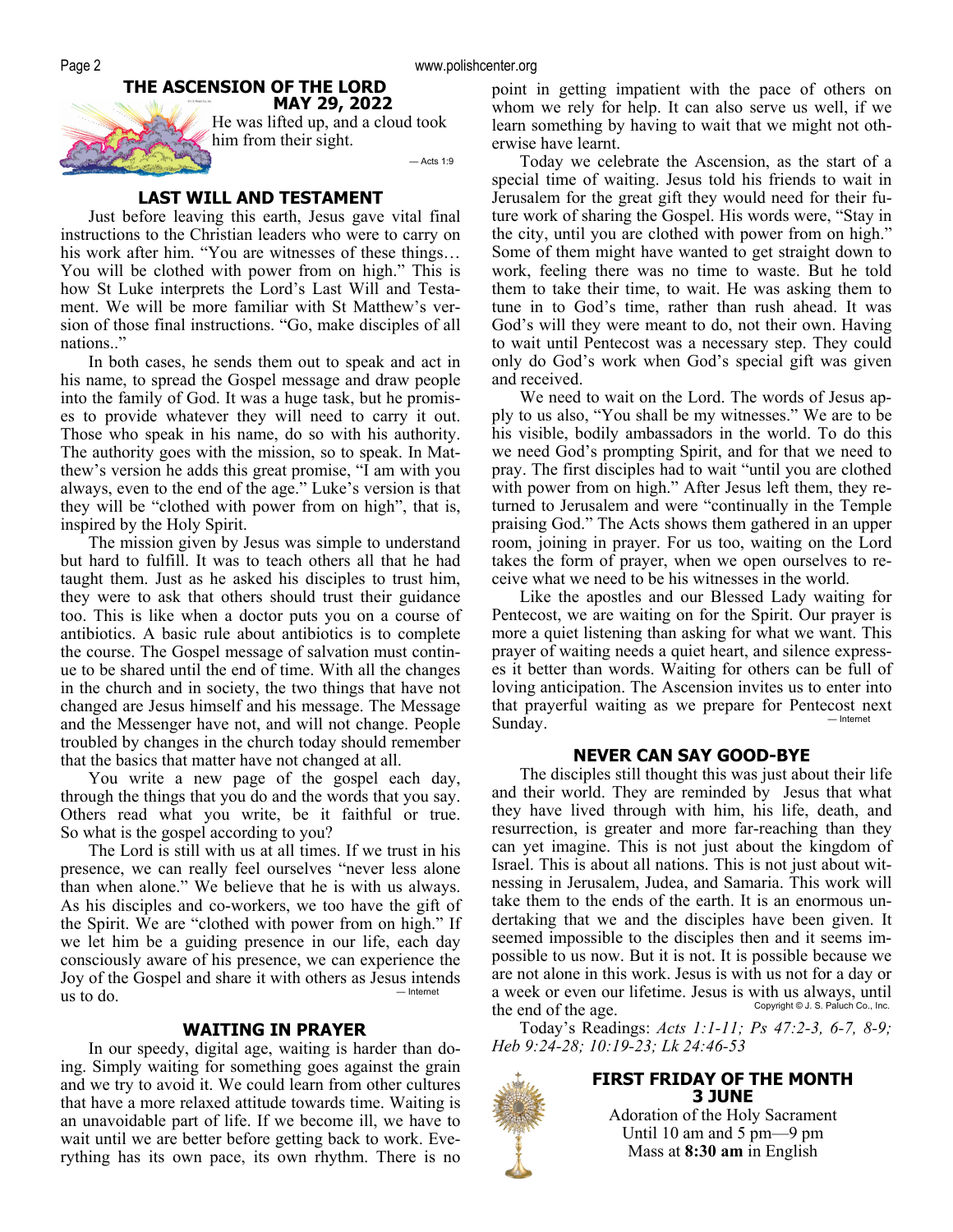## THE ASCENSION OF THE LORD
### MAY 29, 2022

He was lifted up, and a cloud took him from their sight.

— Acts 1:9

### LAST WILL AND TESTAMENT

Just before leaving this earth, Jesus gave vital final instructions to the Christian leaders who were to carry on his work after him. "You are witnesses of these things… You will be clothed with power from on high." This is how St Luke interprets the Lord's Last Will and Testament. We will be more familiar with St Matthew's version of those final instructions. "Go, make disciples of all nations.."

In both cases, he sends them out to speak and act in his name, to spread the Gospel message and draw people into the family of God. It was a huge task, but he promises to provide whatever they will need to carry it out. Those who speak in his name, do so with his authority. The authority goes with the mission, so to speak. In Matthew's version he adds this great promise, "I am with you always, even to the end of the age." Luke's version is that they will be "clothed with power from on high", that is, inspired by the Holy Spirit.

The mission given by Jesus was simple to understand but hard to fulfill. It was to teach others all that he had taught them. Just as he asked his disciples to trust him, they were to ask that others should trust their guidance too. This is like when a doctor puts you on a course of antibiotics. A basic rule about antibiotics is to complete the course. The Gospel message of salvation must continue to be shared until the end of time. With all the changes in the church and in society, the two things that have not changed are Jesus himself and his message. The Message and the Messenger have not, and will not change. People troubled by changes in the church today should remember that the basics that matter have not changed at all.

You write a new page of the gospel each day, through the things that you do and the words that you say. Others read what you write, be it faithful or true. So what is the gospel according to you?

The Lord is still with us at all times. If we trust in his presence, we can really feel ourselves "never less alone than when alone." We believe that he is with us always. As his disciples and co-workers, we too have the gift of the Spirit. We are "clothed with power from on high." If we let him be a guiding presence in our life, each day consciously aware of his presence, we can experience the Joy of the Gospel and share it with others as Jesus intends us to do.

— Internet

### WAITING IN PRAYER

In our speedy, digital age, waiting is harder than doing. Simply waiting for something goes against the grain and we try to avoid it. We could learn from other cultures that have a more relaxed attitude towards time. Waiting is an unavoidable part of life. If we become ill, we have to wait until we are better before getting back to work. Everything has its own pace, its own rhythm. There is no point in getting impatient with the pace of others on whom we rely for help. It can also serve us well, if we learn something by having to wait that we might not otherwise have learnt.

Today we celebrate the Ascension, as the start of a special time of waiting. Jesus told his friends to wait in Jerusalem for the great gift they would need for their future work of sharing the Gospel. His words were, "Stay in the city, until you are clothed with power from on high." Some of them might have wanted to get straight down to work, feeling there was no time to waste. But he told them to take their time, to wait. He was asking them to tune in to God's time, rather than rush ahead. It was God's will they were meant to do, not their own. Having to wait until Pentecost was a necessary step. They could only do God's work when God's special gift was given and received.

We need to wait on the Lord. The words of Jesus apply to us also, "You shall be my witnesses." We are to be his visible, bodily ambassadors in the world. To do this we need God's prompting Spirit, and for that we need to pray. The first disciples had to wait "until you are clothed with power from on high." After Jesus left them, they returned to Jerusalem and were "continually in the Temple praising God." The Acts shows them gathered in an upper room, joining in prayer. For us too, waiting on the Lord takes the form of prayer, when we open ourselves to receive what we need to be his witnesses in the world.

Like the apostles and our Blessed Lady waiting for Pentecost, we are waiting on for the Spirit. Our prayer is more a quiet listening than asking for what we want. This prayer of waiting needs a quiet heart, and silence expresses it better than words. Waiting for others can be full of loving anticipation. The Ascension invites us to enter into that prayerful waiting as we prepare for Pentecost next Sunday.

— Internet

### NEVER CAN SAY GOOD-BYE

The disciples still thought this was just about their life and their world. They are reminded by Jesus that what they have lived through with him, his life, death, and resurrection, is greater and more far-reaching than they can yet imagine. This is not just about the kingdom of Israel. This is about all nations. This is not just about witnessing in Jerusalem, Judea, and Samaria. This work will take them to the ends of the earth. It is an enormous undertaking that we and the disciples have been given. It seemed impossible to the disciples then and it seems impossible to us now. But it is not. It is possible because we are not alone in this work. Jesus is with us not for a day or a week or even our lifetime. Jesus is with us always, until the end of the age.

Copyright © J. S. Paluch Co., Inc.

Today's Readings: *Acts 1:1-11; Ps 47:2-3, 6-7, 8-9; Heb 9:24-28; 10:19-23; Lk 24:46-53*

### FIRST FRIDAY OF THE MONTH
### 3 JUNE

Adoration of the Holy Sacrament
Until 10 am and 5 pm—9 pm
Mass at **8:30 am** in English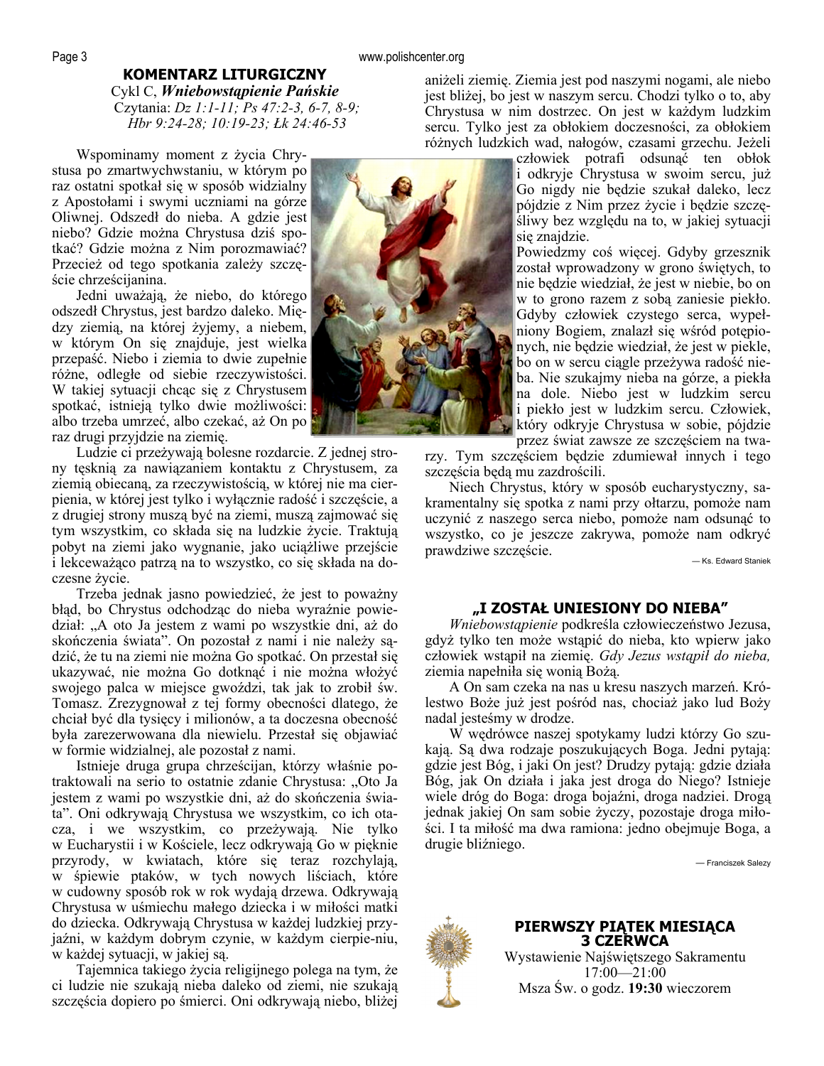## KOMENTARZ LITURGICZNY

Cykl C, ***Wniebowstąpienie Pańskie***

Czytania: *Dz 1:1-11; Ps 47:2-3, 6-7, 8-9; Hbr 9:24-28; 10:19-23; Łk 24:46-53*

Wspominamy moment z życia Chrystusa po zmartwychwstaniu, w którym po raz ostatni spotkał się w sposób widzialny z Apostołami i swymi uczniami na górze Oliwnej. Odszedł do nieba. A gdzie jest niebo? Gdzie można Chrystusa dziś spotkać? Gdzie można z Nim porozmawiać? Przecież od tego spotkania zależy szczęście chrześcijanina.

Jedni uważają, że niebo, do którego odszedł Chrystus, jest bardzo daleko. Między ziemią, na której żyjemy, a niebem, w którym On się znajduje, jest wielka przepaść. Niebo i ziemia to dwie zupełnie różne, odległe od siebie rzeczywistości. W takiej sytuacji chcąc się z Chrystusem spotkać, istnieją tylko dwie możliwości: albo trzeba umrzeć, albo czekać, aż On po raz drugi przyjdzie na ziemię.

Ludzie ci przeżywają bolesne rozdarcie. Z jednej strony tęsknią za nawiązaniem kontaktu z Chrystusem, za ziemią obiecaną, za rzeczywistością, w której nie ma cierpienia, w której jest tylko i wyłącznie radość i szczęście, a z drugiej strony muszą być na ziemi, muszą zajmować się tym wszystkim, co składa się na ludzkie życie. Traktują pobyt na ziemi jako wygnanie, jako uciążliwe przejście i lekceważąco patrzą na to wszystko, co się składa na doczesne życie.

Trzeba jednak jasno powiedzieć, że jest to poważny błąd, bo Chrystus odchodząc do nieba wyraźnie powiedział: „A oto Ja jestem z wami po wszystkie dni, aż do skończenia świata". On pozostał z nami i nie należy sądzić, że tu na ziemi nie można Go spotkać. On przestał się ukazywać, nie można Go dotknąć i nie można włożyć swojego palca w miejsce gwoździ, tak jak to zrobił św. Tomasz. Zrezygnował z tej formy obecności dlatego, że chciał być dla tysięcy i milionów, a ta doczesna obecność była zarezerwowana dla niewielu. Przestał się objawiać w formie widzialnej, ale pozostał z nami.

Istnieje druga grupa chrześcijan, którzy właśnie potraktowali na serio to ostatnie zdanie Chrystusa: „Oto Ja jestem z wami po wszystkie dni, aż do skończenia świata". Oni odkrywają Chrystusa we wszystkim, co ich otacza, i we wszystkim, co przeżywają. Nie tylko w Eucharystii i w Kościele, lecz odkrywają Go w pięknie przyrody, w kwiatach, które się teraz rozchylają, w śpiewie ptaków, w tych nowych liściach, które w cudowny sposób rok w rok wydają drzewa. Odkrywają Chrystusa w uśmiechu małego dziecka i w miłości matki do dziecka. Odkrywają Chrystusa w każdej ludzkiej przyjaźni, w każdym dobrym czynie, w każdym cierpie-niu, w każdej sytuacji, w jakiej są.

Tajemnica takiego życia religijnego polega na tym, że ci ludzie nie szukają nieba daleko od ziemi, nie szukają szczęścia dopiero po śmierci. Oni odkrywają niebo, bliżej aniżeli ziemię. Ziemia jest pod naszymi nogami, ale niebo jest bliżej, bo jest w naszym sercu. Chodzi tylko o to, aby Chrystusa w nim dostrzec. On jest w każdym ludzkim sercu. Tylko jest za obłokiem doczesności, za obłokiem różnych ludzkich wad, nałogów, czasami grzechu. Jeżeli człowiek potrafi odsunąć ten obłok i odkryje Chrystusa w swoim sercu, już Go nigdy nie będzie szukał daleko, lecz pójdzie z Nim przez życie i będzie szczęśliwy bez względu na to, w jakiej sytuacji się znajdzie.

Powiedzmy coś więcej. Gdyby grzesznik został wprowadzony w grono świętych, to nie będzie wiedział, że jest w niebie, bo on w to grono razem z sobą zaniesie piekło. Gdyby człowiek czystego serca, wypełniony Bogiem, znalazł się wśród potępionych, nie będzie wiedział, że jest w piekle, bo on w sercu ciągle przeżywa radość nieba. Nie szukajmy nieba na górze, a piekła na dole. Niebo jest w ludzkim sercu i piekło jest w ludzkim sercu. Człowiek, który odkryje Chrystusa w sobie, pójdzie przez świat zawsze ze szczęściem na twarzy. Tym szczęściem będzie zdumiewał innych i tego szczęścia będą mu zazdrościli.

Niech Chrystus, który w sposób eucharystyczny, sakramentalny się spotka z nami przy ołtarzu, pomoże nam uczynić z naszego serca niebo, pomoże nam odsunąć to wszystko, co je jeszcze zakrywa, pomoże nam odkryć prawdziwe szczęście.

— Ks. Edward Staniek

## „I ZOSTAŁ UNIESIONY DO NIEBA"

*Wniebowstąpienie* podkreśla człowieczeństwo Jezusa, gdyż tylko ten może wstąpić do nieba, kto wpierw jako człowiek wstąpił na ziemię. *Gdy Jezus wstąpił do nieba,* ziemia napełniła się wonią Bożą.

A On sam czeka na nas u kresu naszych marzeń. Królestwo Boże już jest pośród nas, chociaż jako lud Boży nadal jesteśmy w drodze.

W wędrówce naszej spotykamy ludzi którzy Go szukają. Są dwa rodzaje poszukujących Boga. Jedni pytają: gdzie jest Bóg, i jaki On jest? Drudzy pytają: gdzie działa Bóg, jak On działa i jaka jest droga do Niego? Istnieje wiele dróg do Boga: droga bojaźni, droga nadziei. Drogą jednak jakiej On sam sobie życzy, pozostaje droga miłości. I ta miłość ma dwa ramiona: jedno obejmuje Boga, a drugie bliźniego.

— Franciszek Salezy

## PIERWSZY PIĄTEK MIESIĄCA 3 CZERWCA

Wystawienie Najświętszego Sakramentu
17:00—21:00
Msza Św. o godz. **19:30** wieczorem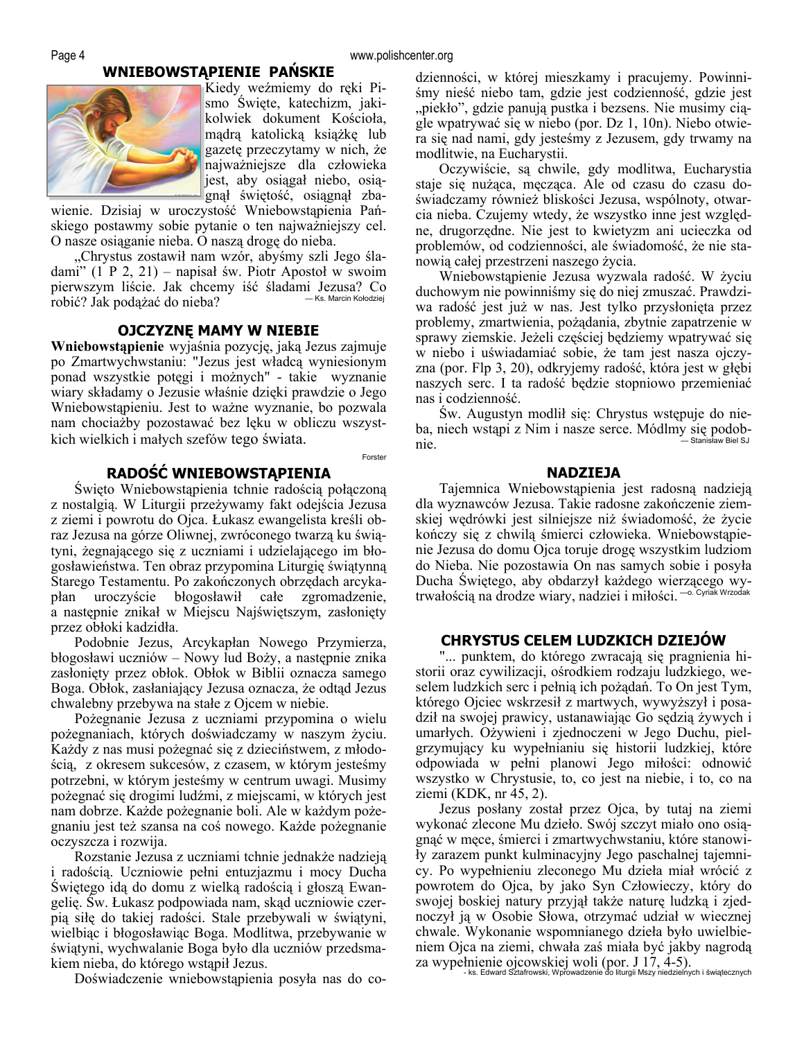## WNIEBOWSTĄPIENIE PAŃSKIE

Kiedy weźmiemy do ręki Pismo Święte, katechizm, jakikolwiek dokument Kościoła, mądrą katolicką książkę lub gazetę przeczytamy w nich, że najważniejsze dla człowieka jest, aby osiągał niebo, osiągnął świętość, osiągnął zbawienie. Dzisiaj w uroczystość Wniebowstąpienia Pańskiego postawmy sobie pytanie o ten najważniejszy cel. O nasze osiąganie nieba. O naszą drogę do nieba.

„Chrystus zostawił nam wzór, abyśmy szli Jego śladami" (1 P 2, 21) – napisał św. Piotr Apostoł w swoim pierwszym liście. Jak chcemy iść śladami Jezusa? Co robić? Jak podążać do nieba?

— Ks. Marcin Kołodziej

## OJCZYZNĘ MAMY W NIEBIE

**Wniebowstąpienie** wyjaśnia pozycję, jaką Jezus zajmuje po Zmartwychwstaniu: "Jezus jest władcą wyniesionym ponad wszystkie potęgi i możnych" - takie wyznanie wiary składamy o Jezusie właśnie dzięki prawdzie o Jego Wniebowstąpieniu. Jest to ważne wyznanie, bo pozwala nam chociażby pozostawać bez lęku w obliczu wszystkich wielkich i małych szefów tego świata.

Forster

## RADOŚĆ WNIEBOWSTĄPIENIA

Święto Wniebowstąpienia tchnie radością połączoną z nostalgią. W Liturgii przeżywamy fakt odejścia Jezusa z ziemi i powrotu do Ojca. Łukasz ewangelista kreśli obraz Jezusa na górze Oliwnej, zwróconego twarzą ku świątyni, żegnającego się z uczniami i udzielającego im błogosławieństwa. Ten obraz przypomina Liturgię świątynną Starego Testamentu. Po zakończonych obrzędach arcykapłan uroczyście błogosławił całe zgromadzenie, a następnie znikał w Miejscu Najświętszym, zasłonięty przez obłoki kadzidła.

Podobnie Jezus, Arcykapłan Nowego Przymierza, błogosławi uczniów – Nowy lud Boży, a następnie znika zasłonięty przez obłok. Obłok w Biblii oznacza samego Boga. Obłok, zasłaniający Jezusa oznacza, że odtąd Jezus chwalebny przebywa na stałe z Ojcem w niebie.

Pożegnanie Jezusa z uczniami przypomina o wielu pożegnaniach, których doświadczamy w naszym życiu. Każdy z nas musi pożegnać się z dzieciństwem, z młodością, z okresem sukcesów, z czasem, w którym jesteśmy potrzebni, w którym jesteśmy w centrum uwagi. Musimy pożegnać się drogimi ludźmi, z miejscami, w których jest nam dobrze. Każde pożegnanie boli. Ale w każdym pożegnaniu jest też szansa na coś nowego. Każde pożegnanie oczyszcza i rozwija.

Rozstanie Jezusa z uczniami tchnie jednakże nadzieją i radością. Uczniowie pełni entuzjazmu i mocy Ducha Świętego idą do domu z wielką radością i głoszą Ewangelię. Św. Łukasz podpowiada nam, skąd uczniowie czerpią siłę do takiej radości. Stale przebywali w świątyni, wielbiąc i błogosławiąc Boga. Modlitwa, przebywanie w świątyni, wychwalanie Boga było dla uczniów przedsmakiem nieba, do którego wstąpił Jezus.

Doświadczenie wniebowstąpienia posyła nas do codzienności, w której mieszkamy i pracujemy. Powinniśmy nieść niebo tam, gdzie jest codzienność, gdzie jest „piekło", gdzie panują pustka i bezsens. Nie musimy ciągle wpatrywać się w niebo (por. Dz 1, 10n). Niebo otwiera się nad nami, gdy jesteśmy z Jezusem, gdy trwamy na modlitwie, na Eucharystii.

Oczywiście, są chwile, gdy modlitwa, Eucharystia staje się nużąca, męcząca. Ale od czasu do czasu doświadczamy również bliskości Jezusa, wspólnoty, otwarcia nieba. Czujemy wtedy, że wszystko inne jest względne, drugorzędne. Nie jest to kwietyzm ani ucieczka od problemów, od codzienności, ale świadomość, że nie stanowią całej przestrzeni naszego życia.

Wniebowstąpienie Jezusa wyzwala radość. W życiu duchowym nie powinniśmy się do niej zmuszać. Prawdziwa radość jest już w nas. Jest tylko przysłonięta przez problemy, zmartwienia, pożądania, zbytnie zapatrzenie w sprawy ziemskie. Jeżeli częściej będziemy wpatrywać się w niebo i uświadamiać sobie, że tam jest nasza ojczyzna (por. Flp 3, 20), odkryjemy radość, która jest w głębi naszych serc. I ta radość będzie stopniowo przemieniać nas i codzienność.

Św. Augustyn modlił się: Chrystus wstępuje do nieba, niech wstąpi z Nim i nasze serce. Módlmy się podobnie.

— Stanisław Biel SJ

## NADZIEJA

Tajemnica Wniebowstąpienia jest radosną nadzieją dla wyznawców Jezusa. Takie radosne zakończenie ziemskiej wędrówki jest silniejsze niż świadomość, że życie kończy się z chwilą śmierci człowieka. Wniebowstąpienie Jezusa do domu Ojca toruje drogę wszystkim ludziom do Nieba. Nie pozostawia On nas samych sobie i posyła Ducha Świętego, aby obdarzył każdego wierzącego wytrwałością na drodze wiary, nadziei i miłości. —o. Cyriak Wrzodak

## CHRYSTUS CELEM LUDZKICH DZIEJÓW

"... punktem, do którego zwracają się pragnienia historii oraz cywilizacji, ośrodkiem rodzaju ludzkiego, weselem ludzkich serc i pełnią ich pożądań. To On jest Tym, którego Ojciec wskrzesił z martwych, wywyższył i posadził na swojej prawicy, ustanawiając Go sędzią żywych i umarłych. Ożywieni i zjednoczeni w Jego Duchu, pielgrzymujący ku wypełnianiu się historii ludzkiej, które odpowiada w pełni planowi Jego miłości: odnowić wszystko w Chrystusie, to, co jest na niebie, i to, co na ziemi (KDK, nr 45, 2).

Jezus posłany został przez Ojca, by tutaj na ziemi wykonać zlecone Mu dzieło. Swój szczyt miało ono osiągnąć w męce, śmierci i zmartwychwstaniu, które stanowiły zarazem punkt kulminacyjny Jego paschalnej tajemnicy. Po wypełnieniu zleconego Mu dzieła miał wrócić z powrotem do Ojca, by jako Syn Człowieczy, który do swojej boskiej natury przyjął także naturę ludzką i zjednoczył ją w Osobie Słowa, otrzymać udział w wiecznej chwale. Wykonanie wspomnianego dzieła było uwielbieniem Ojca na ziemi, chwała zaś miała być jakby nagrodą za wypełnienie ojcowskiej woli (por. J 17, 4-5).

- ks. Edward Sztafrowski, Wprowadzenie do liturgii Mszy niedzielnych i świątecznych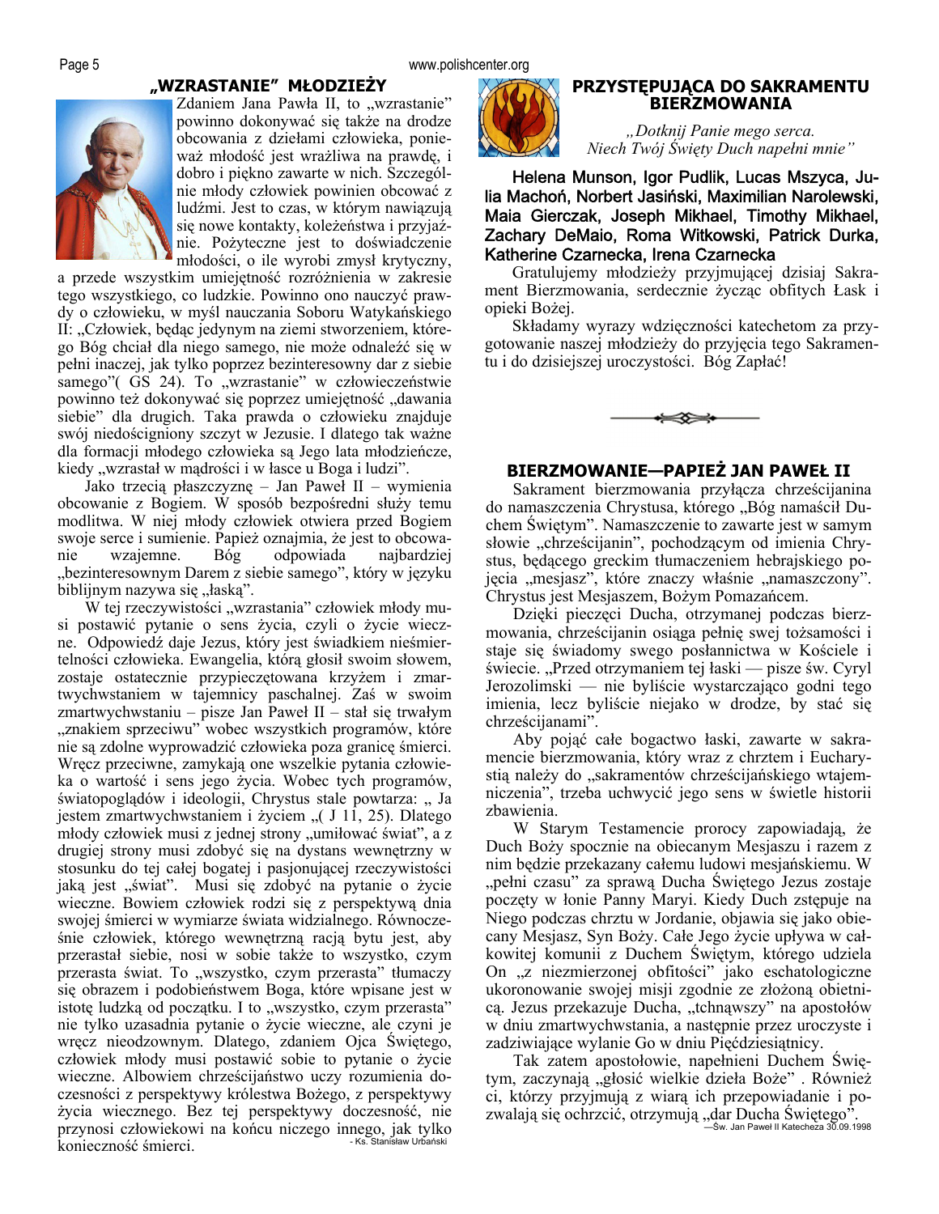## „WZRASTANIE" MŁODZIEŻY

Zdaniem Jana Pawła II, to „wzrastanie" powinno dokonywać się także na drodze obcowania z dziełami człowieka, ponieważ młodość jest wrażliwa na prawdę, i dobro i piękno zawarte w nich. Szczególnie młody człowiek powinien obcować z ludźmi. Jest to czas, w którym nawiązują się nowe kontakty, koleżeństwa i przyjaźnie. Pożyteczne jest to doświadczenie młodości, o ile wyrobi zmysł krytyczny, a przede wszystkim umiejętność rozróżnienia w zakresie tego wszystkiego, co ludzkie. Powinno ono nauczyć prawdy o człowieku, w myśl nauczania Soboru Watykańskiego II: „Człowiek, będąc jedynym na ziemi stworzeniem, którego Bóg chciał dla niego samego, nie może odnaleźć się w pełni inaczej, jak tylko poprzez bezinteresowny dar z siebie samego"( GS 24). To „wzrastanie" w człowieczeństwie powinno też dokonywać się poprzez umiejętność „dawania siebie" dla drugich. Taka prawda o człowieku znajduje swój niedościgniony szczyt w Jezusie. I dlatego tak ważne dla formacji młodego człowieka są Jego lata młodzieńcze, kiedy „wzrastał w mądrości i w łasce u Boga i ludzi".

Jako trzecią płaszczyznę – Jan Paweł II – wymienia obcowanie z Bogiem. W sposób bezpośredni służy temu modlitwa. W niej młody człowiek otwiera przed Bogiem swoje serce i sumienie. Papież oznajmia, że jest to obcowanie wzajemne. Bóg odpowiada najbardziej „bezinteresownym Darem z siebie samego", który w języku biblijnym nazywa się „łaską".

W tej rzeczywistości „wzrastania" człowiek młody musi postawić pytanie o sens życia, czyli o życie wieczne. Odpowiedź daje Jezus, który jest świadkiem nieśmiertelności człowieka. Ewangelia, którą głosił swoim słowem, zostaje ostatecznie przypieczętowana krzyżem i zmartwychwstaniem w tajemnicy paschalnej. Zaś w swoim zmartwychwstaniu – pisze Jan Paweł II – stał się trwałym „znakiem sprzeciwu" wobec wszystkich programów, które nie są zdolne wyprowadzić człowieka poza granicę śmierci. Wręcz przeciwnie, zamykają one wszelkie pytania człowieka o wartość i sens jego życia. Wobec tych programów, światopoglądów i ideologii, Chrystus stale powtarza: „ Ja jestem zmartwychwstaniem i życiem „( J 11, 25). Dlatego młody człowiek musi z jednej strony „umiłować świat", a z drugiej strony musi zdobyć się na dystans wewnętrzny w stosunku do tej całej bogatej i pasjonującej rzeczywistości jaką jest „świat". Musi się zdobyć na pytanie o życie wieczne. Bowiem człowiek rodzi się z perspektywą dnia swojej śmierci w wymiarze świata widzialnego. Równocześnie człowiek, którego wewnętrzną racją bytu jest, aby przerastał siebie, nosi w sobie także to wszystko, czym przerasta świat. To „wszystko, czym przerasta" tłumaczy się obrazem i podobieństwem Boga, które wpisane jest w istotę ludzką od początku. I to „wszystko, czym przerasta" nie tylko uzasadnia pytanie o życie wieczne, ale czyni je wręcz nieodzownym. Dlatego, zdaniem Ojca Świętego, człowiek młody musi postawić sobie to pytanie o życie wieczne. Albowiem chrześcijaństwo uczy rozumienia doczesności z perspektywy królestwa Bożego, z perspektywy życia wiecznego. Bez tej perspektywy doczesność, nie przynosi człowiekowi na końcu niczego innego, jak tylko konieczność śmierci.

- Ks. Stanisław Urbański

## PRZYSTĘPUJĄCA DO SAKRAMENTU BIERZMOWANIA

*„Dotknij Panie mego serca.*
*Niech Twój Święty Duch napełni mnie"*

**Helena Munson, Igor Pudlik, Lucas Mszyca, Julia Machoń, Norbert Jasiński, Maximilian Narolewski, Maia Gierczak, Joseph Mikhael, Timothy Mikhael, Zachary DeMaio, Roma Witkowski, Patrick Durka, Katherine Czarnecka, Irena Czarnecka**

Gratulujemy młodzieży przyjmującej dzisiaj Sakrament Bierzmowania, serdecznie życząc obfitych Łask i opieki Bożej.

Składamy wyrazy wdzięczności katechetom za przygotowanie naszej młodzieży do przyjęcia tego Sakramentu i do dzisiejszej uroczystości. Bóg Zapłać!

## BIERZMOWANIE—PAPIEŻ JAN PAWEŁ II

Sakrament bierzmowania przyłącza chrześcijanina do namaszczenia Chrystusa, którego „Bóg namaścił Duchem Świętym". Namaszczenie to zawarte jest w samym słowie „chrześcijanin", pochodzącym od imienia Chrystus, będącego greckim tłumaczeniem hebrajskiego pojęcia „mesjasz", które znaczy właśnie „namaszczony". Chrystus jest Mesjaszem, Bożym Pomazańcem.

Dzięki pieczęci Ducha, otrzymanej podczas bierzmowania, chrześcijanin osiąga pełnię swej tożsamości i staje się świadomy swego posłannictwa w Kościele i świecie. „Przed otrzymaniem tej łaski — pisze św. Cyryl Jerozolimski — nie byliście wystarczająco godni tego imienia, lecz byliście niejako w drodze, by stać się chrześcijanami".

Aby pojąć całe bogactwo łaski, zawarte w sakramencie bierzmowania, który wraz z chrztem i Eucharystią należy do „sakramentów chrześcijańskiego wtajemniczenia", trzeba uchwycić jego sens w świetle historii zbawienia.

W Starym Testamencie prorocy zapowiadają, że Duch Boży spocznie na obiecanym Mesjaszu i razem z nim będzie przekazany całemu ludowi mesjańskiemu. W „pełni czasu" za sprawą Ducha Świętego Jezus zostaje poczęty w łonie Panny Maryi. Kiedy Duch zstępuje na Niego podczas chrztu w Jordanie, objawia się jako obiecany Mesjasz, Syn Boży. Całe Jego życie upływa w całkowitej komunii z Duchem Świętym, którego udziela On „z niezmierzonej obfitości" jako eschatologiczne ukoronowanie swojej misji zgodnie ze złożoną obietnicą. Jezus przekazuje Ducha, „tchnąwszy" na apostołów w dniu zmartwychwstania, a następnie przez uroczyste i zadziwiające wylanie Go w dniu Pięćdziesiątnicy.

Tak zatem apostołowie, napełnieni Duchem Świętym, zaczynają „głosić wielkie dzieła Boże" . Również ci, którzy przyjmują z wiarą ich przepowiadanie i pozwalają się ochrzcić, otrzymują „dar Ducha Świętego".

—Św. Jan Paweł II Katecheza 30.09.1998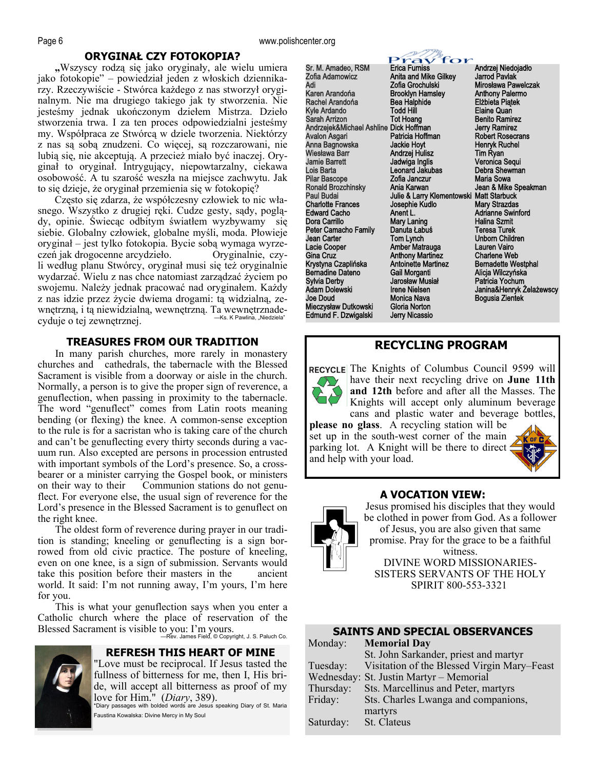## ORYGINAŁ CZY FOTOKOPIA?

„Wszyscy rodzą się jako oryginały, ale wielu umiera jako fotokopie" – powiedział jeden z włoskich dziennikarzy. Rzeczywiście - Stwórca każdego z nas stworzył oryginalnym. Nie ma drugiego takiego jak ty stworzenia. Nie jesteśmy jednak ukończonym dziełem Mistrza. Dzieło stworzenia trwa. I za ten proces odpowiedzialni jesteśmy my. Współpraca ze Stwórcą w dziele tworzenia. Niektórzy z nas są sobą znudzeni. Co więcej, są rozczarowani, nie lubią się, nie akceptują. A przecież miało być inaczej. Oryginał to oryginał. Intrygujący, niepowtarzalny, ciekawa osobowość. A tu szarość weszła na miejsce zachwytu. Jak to się dzieje, że oryginał przemienia się w fotokopię?

Często się zdarza, że współczesny człowiek to nic własnego. Wszystko z drugiej ręki. Cudze gesty, sądy, poglądy, opinie. Świecąc odbitym światłem wyzbywamy się siebie. Globalny człowiek, globalne myśli, moda. Płowieje oryginał – jest tylko fotokopia. Bycie sobą wymaga wyrzeczeń jak drogocenne arcydzieło. Oryginalnie, czyli według planu Stwórcy, oryginał musi się też oryginalnie wydarzać. Wielu z nas chce natomiast zarządzać życiem po swojemu. Należy jednak pracować nad oryginałem. Każdy z nas idzie przez życie dwiema drogami: tą widzialną, zewnętrzną, i tą niewidzialną, wewnętrzną. Ta wewnętrzna decyduje o tej zewnętrznej.

—Ks. K Pawlina, „Niedziela"

## TREASURES FROM OUR TRADITION

In many parish churches, more rarely in monastery churches and cathedrals, the tabernacle with the Blessed Sacrament is visible from a doorway or aisle in the church. Normally, a person is to give the proper sign of reverence, a genuflection, when passing in proximity to the tabernacle. The word "genuflect" comes from Latin roots meaning bending (or flexing) the knee. A common-sense exception to the rule is for a sacristan who is taking care of the church and can't be genuflecting every thirty seconds during a vacuum run. Also excepted are persons in procession entrusted with important symbols of the Lord's presence. So, a crossbearer or a minister carrying the Gospel book, or ministers on their way to their Communion stations do not genuflect. For everyone else, the usual sign of reverence for the Lord's presence in the Blessed Sacrament is to genuflect on the right knee.

The oldest form of reverence during prayer in our tradition is standing; kneeling or genuflecting is a sign borrowed from old civic practice. The posture of kneeling, even on one knee, is a sign of submission. Servants would take this position before their masters in the ancient world. It said: I'm not running away, I'm yours, I'm here for you.

This is what your genuflection says when you enter a Catholic church where the place of reservation of the Blessed Sacrament is visible to you: I'm yours.

—Rev. James Field, © Copyright, J. S. Paluch Co.

## REFRESH THIS HEART OF MINE

"Love must be reciprocal. If Jesus tasted the fullness of bitterness for me, then I, His bride, will accept all bitterness as proof of my love for Him." (*Diary*, 389).

*Diary passages with bolded words are Jesus speaking Diary of St. Maria Faustina Kowalska: Divine Mercy in My Soul

## Pray for

Sr. M. Amadeo, RSM
Zofia Adamowicz
Adi
Karen Arandoña
Rachel Arandoña
Kyle Ardando
Sarah Arrizon
Andrzejek&Michael Ashline
Avalon Asgari
Anna Bagnowska
Wiesława Barr
Jamie Barrett
Lois Barta
Pilar Bascope
Ronald Brozchinsky
Paul Budai
Charlotte Frances
Edward Cacho
Dora Carrillo
Peter Camacho Family
Jean Carter
Lacie Cooper
Gina Cruz
Krystyna Czaplińska
Bernadine Dateno
Sylvia Derby
Adam Dolewski
Joe Doud
Mieczysław Dutkowski
Edmund F. Dzwigalski
Erica Furniss
Anita and Mike Gilkey
Zofia Grochulski
Brooklyn Hamsley
Bea Halphide
Todd Hill
Tot Hoang
Dick Hoffman
Patricia Hoffman
Jackie Hoyt
Andrzej Hulisz
Jadwiga Inglis
Leonard Jakubas
Zofia Janczur
Ania Karwan
Julie & Larry Klementowski
Josephie Kudlo
Anent L.
Mary Laning
Danuta Łabuś
Tom Lynch
Amber Matrauga
Anthony Martinez
Antoinette Martinez
Gail Morganti
Jarosław Musiał
Irene Nielsen
Monica Nava
Gloria Norton
Jerry Nicassio
Andrzej Niedojadło
Jarrod Pavlak
Mirosława Pawelczak
Anthony Palermo
Elżbieta Piątek
Elaine Quan
Benito Ramirez
Jerry Ramirez
Robert Rosecrans
Henryk Ruchel
Tim Ryan
Veronica Sequi
Debra Shewman
Maria Sowa
Jean & Mike Speakman
Matt Starbuck
Mary Strazdas
Adrianne Swinford
Halina Szmit
Teresa Turek
Unborn Children
Lauren Vairo
Charlene Web
Bernadette Westphal
Alicja Wilczyńska
Patricia Yochum
Janina&Henryk Żelażewscy
Bogusia Zientek

## RECYCLING PROGRAM

RECYCLE

The Knights of Columbus Council 9599 will have their next recycling drive on **June 11th and 12th** before and after all the Masses. The Knights will accept only aluminum beverage cans and plastic water and beverage bottles, **please no glass**. A recycling station will be set up in the south-west corner of the main parking lot. A Knight will be there to direct and help with your load.

## A VOCATION VIEW:

Jesus promised his disciples that they would be clothed in power from God. As a follower of Jesus, you are also given that same promise. Pray for the grace to be a faithful witness.

DIVINE WORD MISSIONARIES- SISTERS SERVANTS OF THE HOLY SPIRIT 800-553-3321

## SAINTS AND SPECIAL OBSERVANCES

| | |
|---|---|
| Monday: | **Memorial Day**<br>St. John Sarkander, priest and martyr |
| Tuesday: | Visitation of the Blessed Virgin Mary–Feast |
| Wednesday: | St. Justin Martyr – Memorial |
| Thursday: | Sts. Marcellinus and Peter, martyrs |
| Friday: | Sts. Charles Lwanga and companions, martyrs |
| Saturday: | St. Clateus |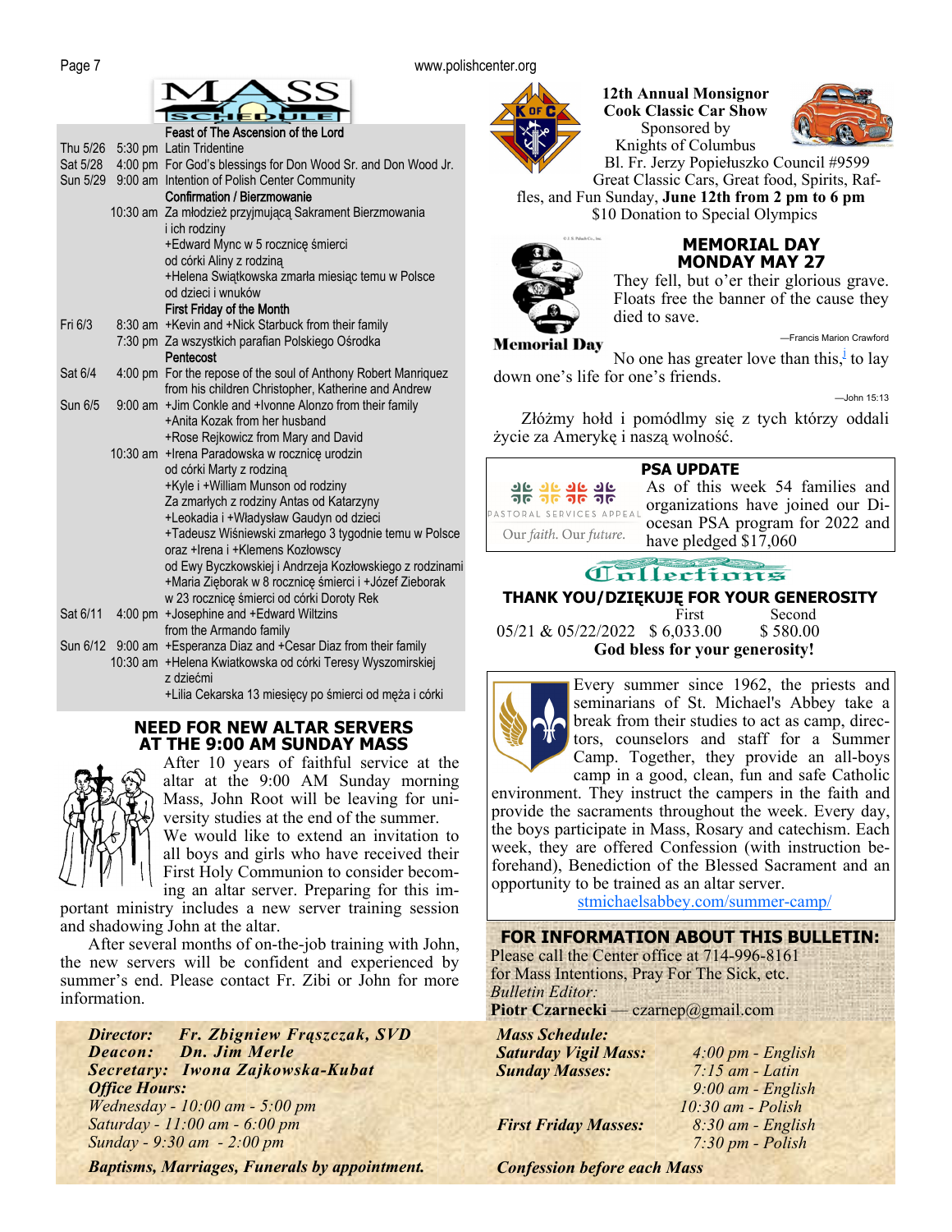## MASS SCHEDULE

| | | |
|---|---|---|
| | | **Feast of The Ascension of the Lord** |
| Thu 5/26 | 5:30 pm | Latin Tridentine |
| Sat 5/28 | 4:00 pm | For God's blessings for Don Wood Sr. and Don Wood Jr. |
| Sun 5/29 | 9:00 am | Intention of Polish Center Community |
| | | **Confirmation / Bierzmowanie** |
| | 10:30 am | Za młodzież przyjmującą Sakrament Bierzmowania i ich rodziny |
| | | +Edward Mync w 5 rocznicę śmierci od córki Aliny z rodziną |
| | | +Helena Swiątkowska zmarła miesiąc temu w Polsce od dzieci i wnuków |
| | | **First Friday of the Month** |
| Fri 6/3 | 8:30 am | +Kevin and +Nick Starbuck from their family |
| | 7:30 pm | Za wszystkich parafian Polskiego Ośrodka |
| | | **Pentecost** |
| Sat 6/4 | 4:00 pm | For the repose of the soul of Anthony Robert Manriquez from his children Christopher, Katherine and Andrew |
| Sun 6/5 | 9:00 am | +Jim Conkle and +Ivonne Alonzo from their family |
| | | +Anita Kozak from her husband |
| | | +Rose Rejkowicz from Mary and David |
| | 10:30 am | +Irena Paradowska w rocznicę urodzin od córki Marty z rodziną |
| | | +Kyle i +William Munson od rodziny |
| | | Za zmarłych z rodziny Antas od Katarzyny |
| | | +Leokadia i +Władysław Gaudyn od dzieci |
| | | +Tadeusz Wiśniewski zmarłego 3 tygodnie temu w Polsce oraz +Irena i +Klemens Kozłowscy od Ewy Byczkowskiej i Andrzeja Kozłowskiego z rodzinami |
| | | +Maria Zięborak w 8 rocznicę śmierci i +Józef Zieborak w 23 rocznicę śmierci od córki Doroty Rek |
| Sat 6/11 | 4:00 pm | +Josephine and +Edward Wiltzins from the Armando family |
| Sun 6/12 | 9:00 am | +Esperanza Diaz and +Cesar Diaz from their family |
| | 10:30 am | +Helena Kwiatkowska od córki Teresy Wyszomirskiej z dziećmi |
| | | +Lilia Cekarska 13 miesięcy po śmierci od męża i córki |

## NEED FOR NEW ALTAR SERVERS AT THE 9:00 AM SUNDAY MASS

After 10 years of faithful service at the altar at the 9:00 AM Sunday morning Mass, John Root will be leaving for university studies at the end of the summer. We would like to extend an invitation to all boys and girls who have received their First Holy Communion to consider becoming an altar server. Preparing for this important ministry includes a new server training session and shadowing John at the altar.

After several months of on-the-job training with John, the new servers will be confident and experienced by summer's end. Please contact Fr. Zibi or John for more information.

***Director:*** ***Fr. Zbigniew Frąszczak, SVD***
***Deacon:*** ***Dn. Jim Merle***
***Secretary:*** ***Iwona Zajkowska-Kubat***
***Office Hours:***
*Wednesday - 10:00 am - 5:00 pm*
*Saturday - 11:00 am - 6:00 pm*
*Sunday - 9:30 am - 2:00 pm*

***Baptisms, Marriages, Funerals by appointment.***

## 12th Annual Monsignor Cook Classic Car Show

Sponsored by Knights of Columbus
Bl. Fr. Jerzy Popiełuszko Council #9599
Great Classic Cars, Great food, Spirits, Raffles, and Fun Sunday, **June 12th from 2 pm to 6 pm**
$10 Donation to Special Olympics

## MEMORIAL DAY MONDAY MAY 27

Memorial Day

They fell, but o'er their glorious grave.
Floats free the banner of the cause they died to save.

—Francis Marion Crawford

No one has greater love than this,[i] to lay down one's life for one's friends.

—John 15:13

Złóżmy hołd i pomódlmy się z tych którzy oddali życie za Amerykę i naszą wolność.

## PSA UPDATE

PASTORAL SERVICES APPEAL
Our *faith*. Our *future*.

As of this week 54 families and organizations have joined our Diocesan PSA program for 2022 and have pledged $17,060

## Collections

**THANK YOU/DZIĘKUJĘ FOR YOUR GENEROSITY**

| | First | Second |
|---|---|---|
| 05/21 & 05/22/2022 | $ 6,033.00 | $ 580.00 |

**God bless for your generosity!**

Every summer since 1962, the priests and seminarians of St. Michael's Abbey take a break from their studies to act as camp, directors, counselors and staff for a Summer Camp. Together, they provide an all-boys camp in a good, clean, fun and safe Catholic environment. They instruct the campers in the faith and provide the sacraments throughout the week. Every day, the boys participate in Mass, Rosary and catechism. Each week, they are offered Confession (with instruction beforehand), Benediction of the Blessed Sacrament and an opportunity to be trained as an altar server.
stmichaelsabbey.com/summer-camp/

## FOR INFORMATION ABOUT THIS BULLETIN:

Please call the Center office at 714-996-8161 for Mass Intentions, Pray For The Sick, etc.
*Bulletin Editor:*
**Piotr Czarnecki** — czarnep@gmail.com

| | |
|---|---|
| ***Mass Schedule:*** | |
| ***Saturday Vigil Mass:*** | *4:00 pm - English* |
| ***Sunday Masses:*** | *7:15 am - Latin* |
| | *9:00 am - English* |
| | *10:30 am - Polish* |
| ***First Friday Masses:*** | *8:30 am - English* |
| | *7:30 pm - Polish* |

***Confession before each Mass***